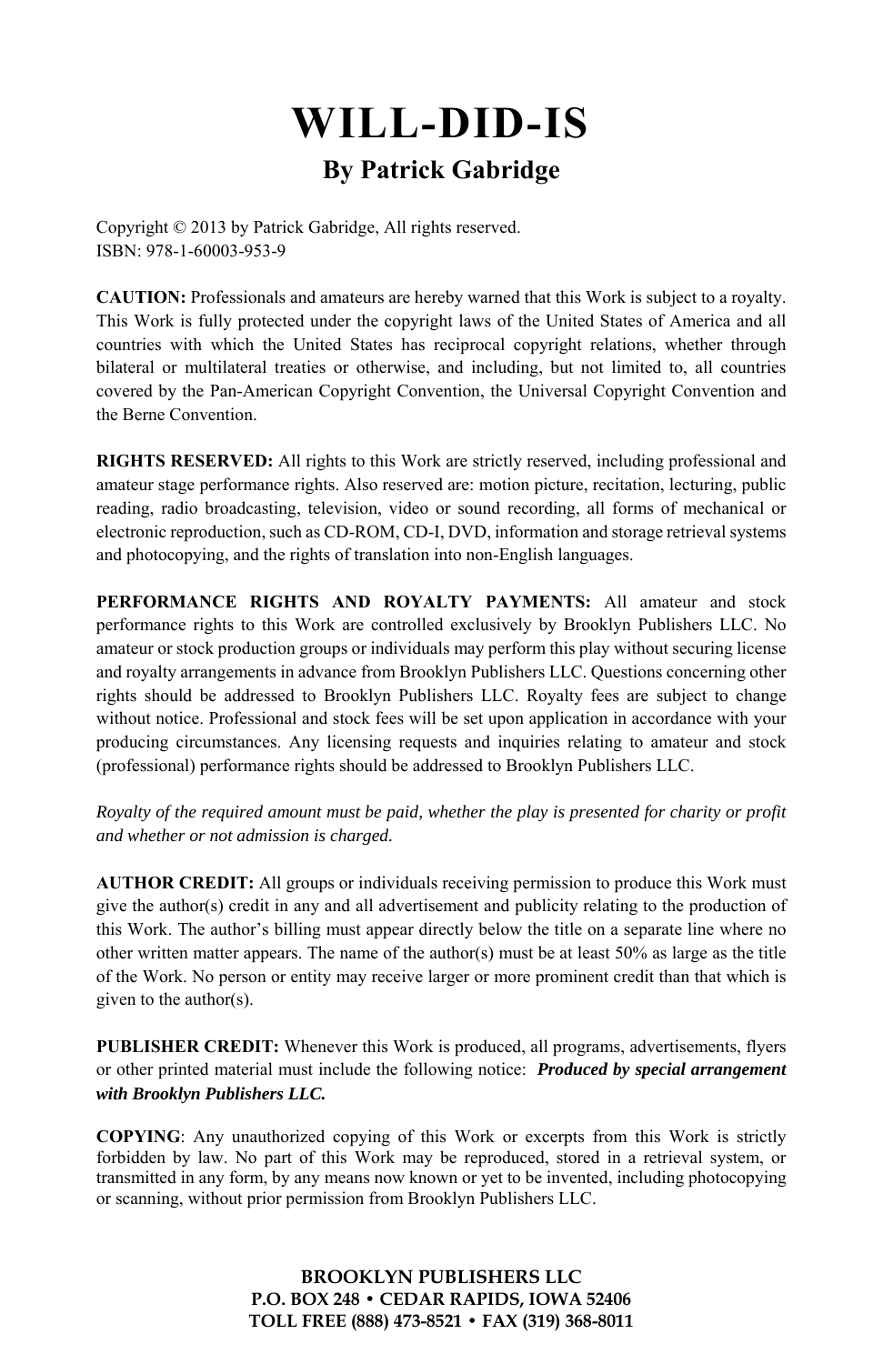# WILL-DID-IS

## By Patrick Gabridge

Copyright © 2013 by Patrick Gabridge, All rights reserved.
ISBN: 978-1-60003-953-9

**CAUTION:** Professionals and amateurs are hereby warned that this Work is subject to a royalty. This Work is fully protected under the copyright laws of the United States of America and all countries with which the United States has reciprocal copyright relations, whether through bilateral or multilateral treaties or otherwise, and including, but not limited to, all countries covered by the Pan-American Copyright Convention, the Universal Copyright Convention and the Berne Convention.

**RIGHTS RESERVED:** All rights to this Work are strictly reserved, including professional and amateur stage performance rights. Also reserved are: motion picture, recitation, lecturing, public reading, radio broadcasting, television, video or sound recording, all forms of mechanical or electronic reproduction, such as CD-ROM, CD-I, DVD, information and storage retrieval systems and photocopying, and the rights of translation into non-English languages.

**PERFORMANCE RIGHTS AND ROYALTY PAYMENTS:** All amateur and stock performance rights to this Work are controlled exclusively by Brooklyn Publishers LLC. No amateur or stock production groups or individuals may perform this play without securing license and royalty arrangements in advance from Brooklyn Publishers LLC. Questions concerning other rights should be addressed to Brooklyn Publishers LLC. Royalty fees are subject to change without notice. Professional and stock fees will be set upon application in accordance with your producing circumstances. Any licensing requests and inquiries relating to amateur and stock (professional) performance rights should be addressed to Brooklyn Publishers LLC.

*Royalty of the required amount must be paid, whether the play is presented for charity or profit and whether or not admission is charged.*

**AUTHOR CREDIT:** All groups or individuals receiving permission to produce this Work must give the author(s) credit in any and all advertisement and publicity relating to the production of this Work. The author's billing must appear directly below the title on a separate line where no other written matter appears. The name of the author(s) must be at least 50% as large as the title of the Work. No person or entity may receive larger or more prominent credit than that which is given to the author(s).

**PUBLISHER CREDIT:** Whenever this Work is produced, all programs, advertisements, flyers or other printed material must include the following notice: ***Produced by special arrangement with Brooklyn Publishers LLC.***

**COPYING**: Any unauthorized copying of this Work or excerpts from this Work is strictly forbidden by law. No part of this Work may be reproduced, stored in a retrieval system, or transmitted in any form, by any means now known or yet to be invented, including photocopying or scanning, without prior permission from Brooklyn Publishers LLC.

**BROOKLYN PUBLISHERS LLC**
**P.O. BOX 248 • CEDAR RAPIDS, IOWA 52406**
**TOLL FREE (888) 473-8521 • FAX (319) 368-8011**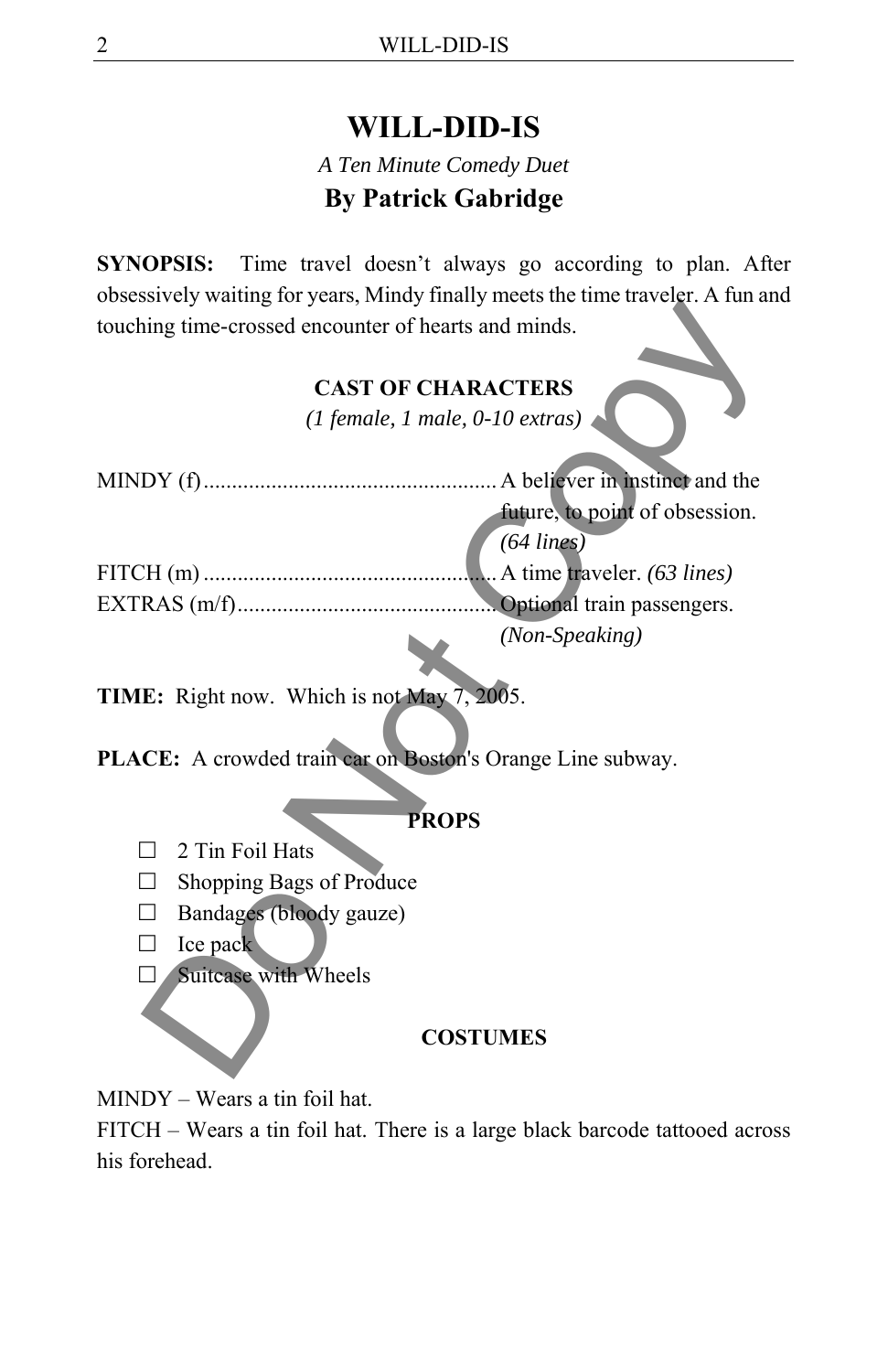# WILL-DID-IS

*A Ten Minute Comedy Duet*

**By Patrick Gabridge**

**SYNOPSIS:** Time travel doesn't always go according to plan. After obsessively waiting for years, Mindy finally meets the time traveler. A fun and touching time-crossed encounter of hearts and minds.

## CAST OF CHARACTERS

*(1 female, 1 male, 0-10 extras)*

MINDY (f)........................................ A believer in instinct and the future, to point of obsession. *(64 lines)*

FITCH (m)........................................ A time traveler. *(63 lines)*

EXTRAS (m/f).................................... Optional train passengers. *(Non-Speaking)*

**TIME:** Right now. Which is not May 7, 2005.

**PLACE:** A crowded train car on Boston's Orange Line subway.

## PROPS

- ☐ 2 Tin Foil Hats
- ☐ Shopping Bags of Produce
- ☐ Bandages (bloody gauze)
- ☐ Ice pack
- ☐ Suitcase with Wheels

## COSTUMES

MINDY – Wears a tin foil hat.

FITCH – Wears a tin foil hat. There is a large black barcode tattooed across his forehead.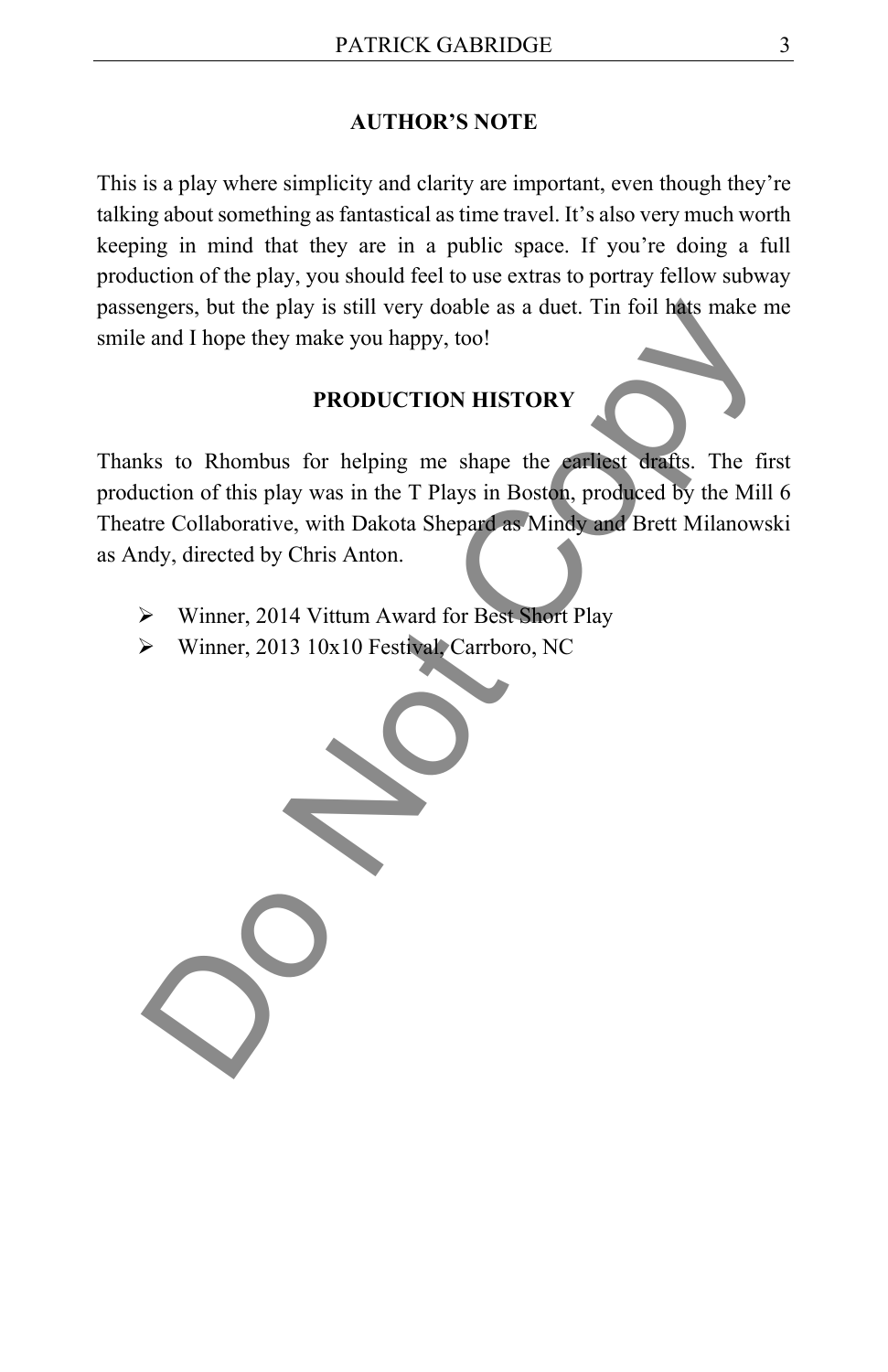## AUTHOR'S NOTE

This is a play where simplicity and clarity are important, even though they're talking about something as fantastical as time travel. It's also very much worth keeping in mind that they are in a public space. If you're doing a full production of the play, you should feel to use extras to portray fellow subway passengers, but the play is still very doable as a duet. Tin foil hats make me smile and I hope they make you happy, too!

## PRODUCTION HISTORY

Thanks to Rhombus for helping me shape the earliest drafts. The first production of this play was in the T Plays in Boston, produced by the Mill 6 Theatre Collaborative, with Dakota Shepard as Mindy and Brett Milanowski as Andy, directed by Chris Anton.

- Winner, 2014 Vittum Award for Best Short Play
- Winner, 2013 10x10 Festival, Carrboro, NC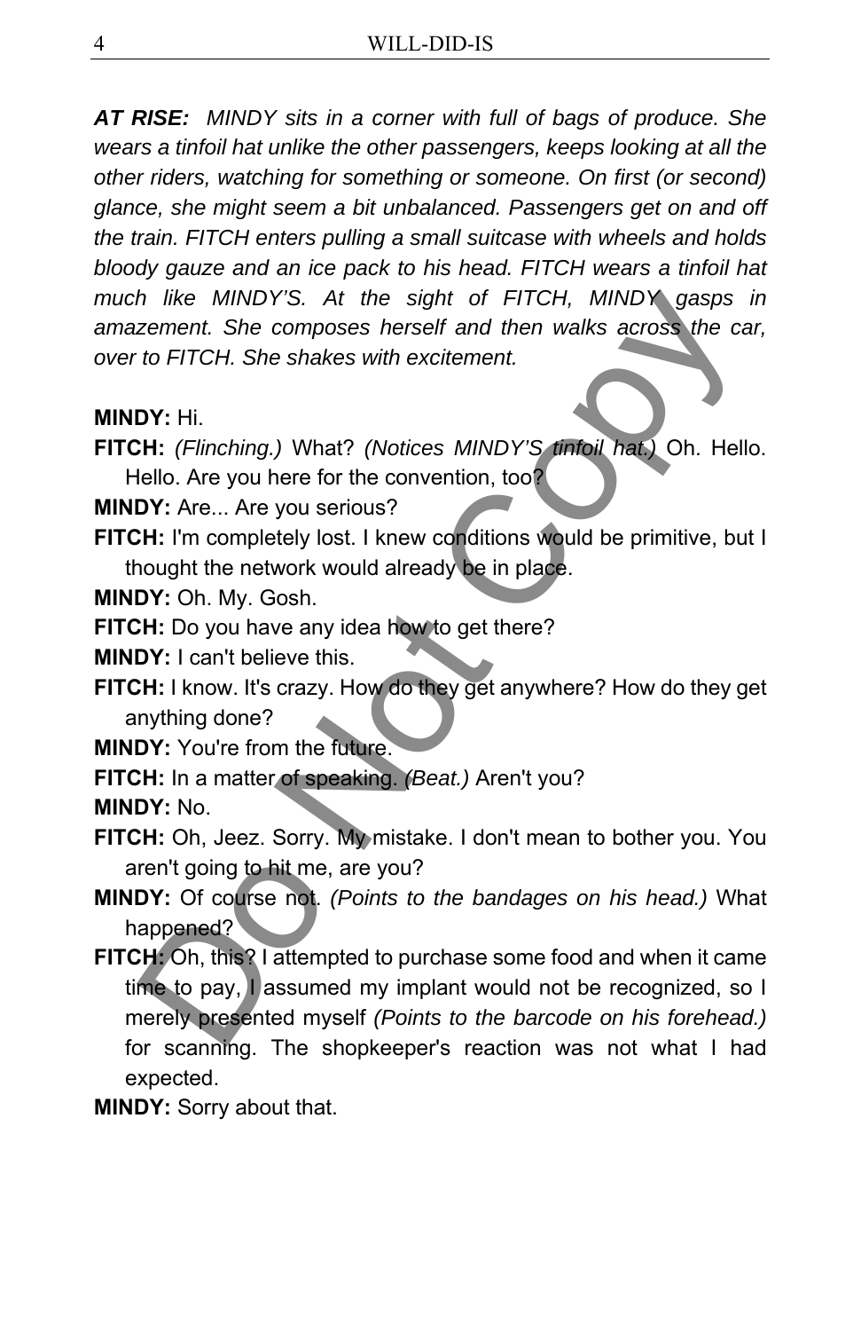***AT RISE:*** *MINDY sits in a corner with full of bags of produce. She wears a tinfoil hat unlike the other passengers, keeps looking at all the other riders, watching for something or someone. On first (or second) glance, she might seem a bit unbalanced. Passengers get on and off the train. FITCH enters pulling a small suitcase with wheels and holds bloody gauze and an ice pack to his head. FITCH wears a tinfoil hat much like MINDY'S. At the sight of FITCH, MINDY gasps in amazement. She composes herself and then walks across the car, over to FITCH. She shakes with excitement.*

**MINDY:** Hi.

**FITCH:** *(Flinching.)* What? *(Notices MINDY'S tinfoil hat.)* Oh. Hello. Hello. Are you here for the convention, too?

**MINDY:** Are... Are you serious?

**FITCH:** I'm completely lost. I knew conditions would be primitive, but I thought the network would already be in place.

**MINDY:** Oh. My. Gosh.

**FITCH:** Do you have any idea how to get there?

**MINDY:** I can't believe this.

**FITCH:** I know. It's crazy. How do they get anywhere? How do they get anything done?

**MINDY:** You're from the future.

**FITCH:** In a matter of speaking. *(Beat.)* Aren't you?

**MINDY:** No.

**FITCH:** Oh, Jeez. Sorry. My mistake. I don't mean to bother you. You aren't going to hit me, are you?

**MINDY:** Of course not. *(Points to the bandages on his head.)* What happened?

**FITCH:** Oh, this? I attempted to purchase some food and when it came time to pay, I assumed my implant would not be recognized, so I merely presented myself *(Points to the barcode on his forehead.)* for scanning. The shopkeeper's reaction was not what I had expected.

**MINDY:** Sorry about that.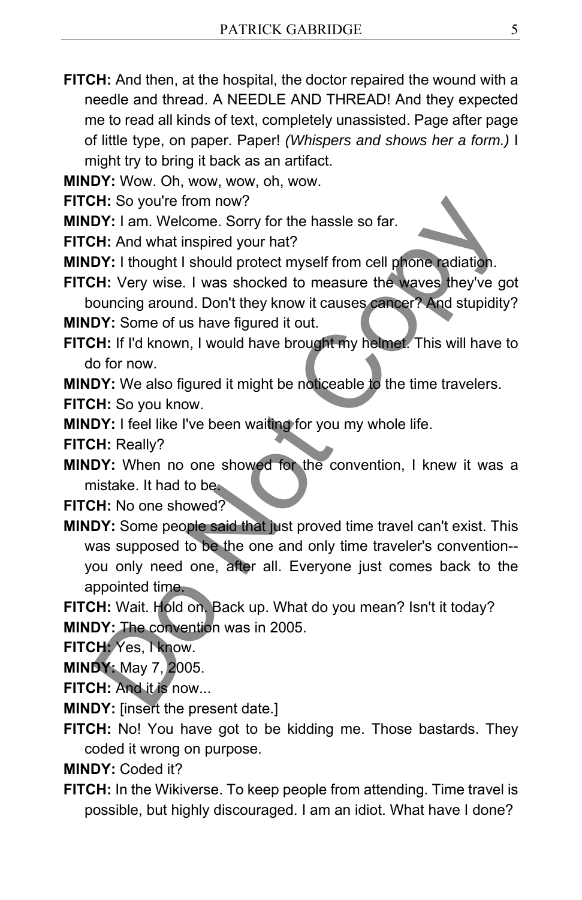**FITCH:** And then, at the hospital, the doctor repaired the wound with a needle and thread. A NEEDLE AND THREAD! And they expected me to read all kinds of text, completely unassisted. Page after page of little type, on paper. Paper! *(Whispers and shows her a form.)* I might try to bring it back as an artifact.

**MINDY:** Wow. Oh, wow, wow, oh, wow.

**FITCH:** So you're from now?

**MINDY:** I am. Welcome. Sorry for the hassle so far.

**FITCH:** And what inspired your hat?

**MINDY:** I thought I should protect myself from cell phone radiation.

**FITCH:** Very wise. I was shocked to measure the waves they've got bouncing around. Don't they know it causes cancer? And stupidity?

**MINDY:** Some of us have figured it out.

**FITCH:** If I'd known, I would have brought my helmet. This will have to do for now.

**MINDY:** We also figured it might be noticeable to the time travelers.

**FITCH:** So you know.

**MINDY:** I feel like I've been waiting for you my whole life.

**FITCH:** Really?

**MINDY:** When no one showed for the convention, I knew it was a mistake. It had to be.

**FITCH:** No one showed?

**MINDY:** Some people said that just proved time travel can't exist. This was supposed to be the one and only time traveler's convention--you only need one, after all. Everyone just comes back to the appointed time.

**FITCH:** Wait. Hold on. Back up. What do you mean? Isn't it today?

**MINDY:** The convention was in 2005.

**FITCH:** Yes, I know.

**MINDY:** May 7, 2005.

**FITCH:** And it is now...

**MINDY:** [insert the present date.]

**FITCH:** No! You have got to be kidding me. Those bastards. They coded it wrong on purpose.

**MINDY:** Coded it?

**FITCH:** In the Wikiverse. To keep people from attending. Time travel is possible, but highly discouraged. I am an idiot. What have I done?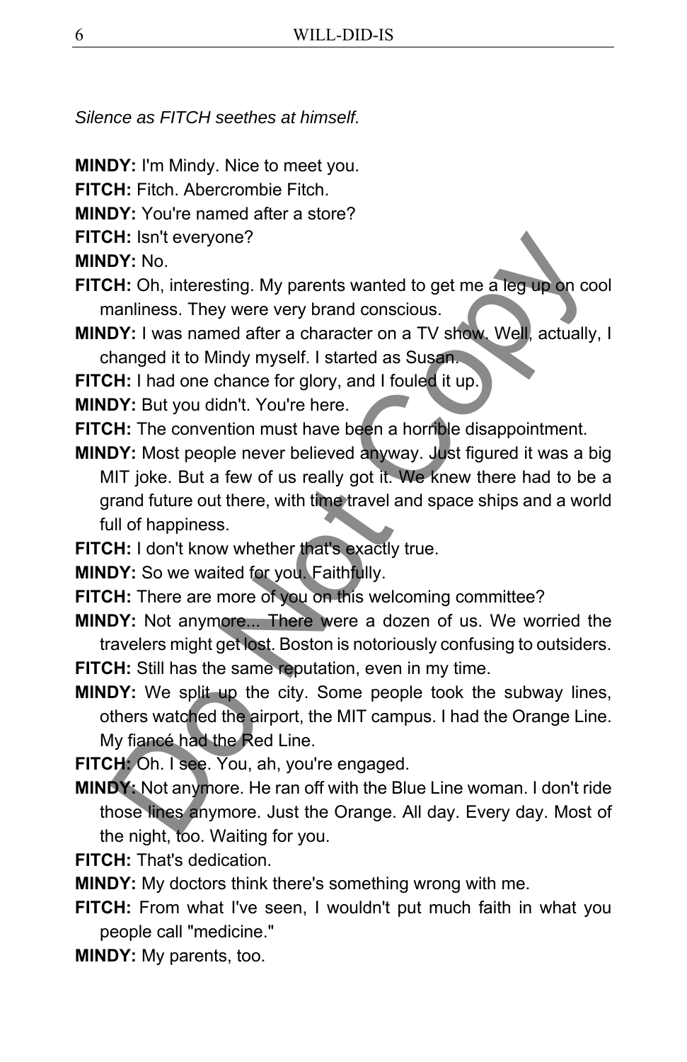*Silence as FITCH seethes at himself.*

**MINDY:** I'm Mindy. Nice to meet you.

**FITCH:** Fitch. Abercrombie Fitch.

**MINDY:** You're named after a store?

**FITCH:** Isn't everyone?

**MINDY:** No.

**FITCH:** Oh, interesting. My parents wanted to get me a leg up on cool manliness. They were very brand conscious.

**MINDY:** I was named after a character on a TV show. Well, actually, I changed it to Mindy myself. I started as Susan.

**FITCH:** I had one chance for glory, and I fouled it up.

**MINDY:** But you didn't. You're here.

**FITCH:** The convention must have been a horrible disappointment.

**MINDY:** Most people never believed anyway. Just figured it was a big MIT joke. But a few of us really got it. We knew there had to be a grand future out there, with time travel and space ships and a world full of happiness.

**FITCH:** I don't know whether that's exactly true.

**MINDY:** So we waited for you. Faithfully.

**FITCH:** There are more of you on this welcoming committee?

**MINDY:** Not anymore... There were a dozen of us. We worried the travelers might get lost. Boston is notoriously confusing to outsiders.

**FITCH:** Still has the same reputation, even in my time.

**MINDY:** We split up the city. Some people took the subway lines, others watched the airport, the MIT campus. I had the Orange Line. My fiancé had the Red Line.

**FITCH:** Oh. I see. You, ah, you're engaged.

**MINDY:** Not anymore. He ran off with the Blue Line woman. I don't ride those lines anymore. Just the Orange. All day. Every day. Most of the night, too. Waiting for you.

**FITCH:** That's dedication.

**MINDY:** My doctors think there's something wrong with me.

**FITCH:** From what I've seen, I wouldn't put much faith in what you people call "medicine."

**MINDY:** My parents, too.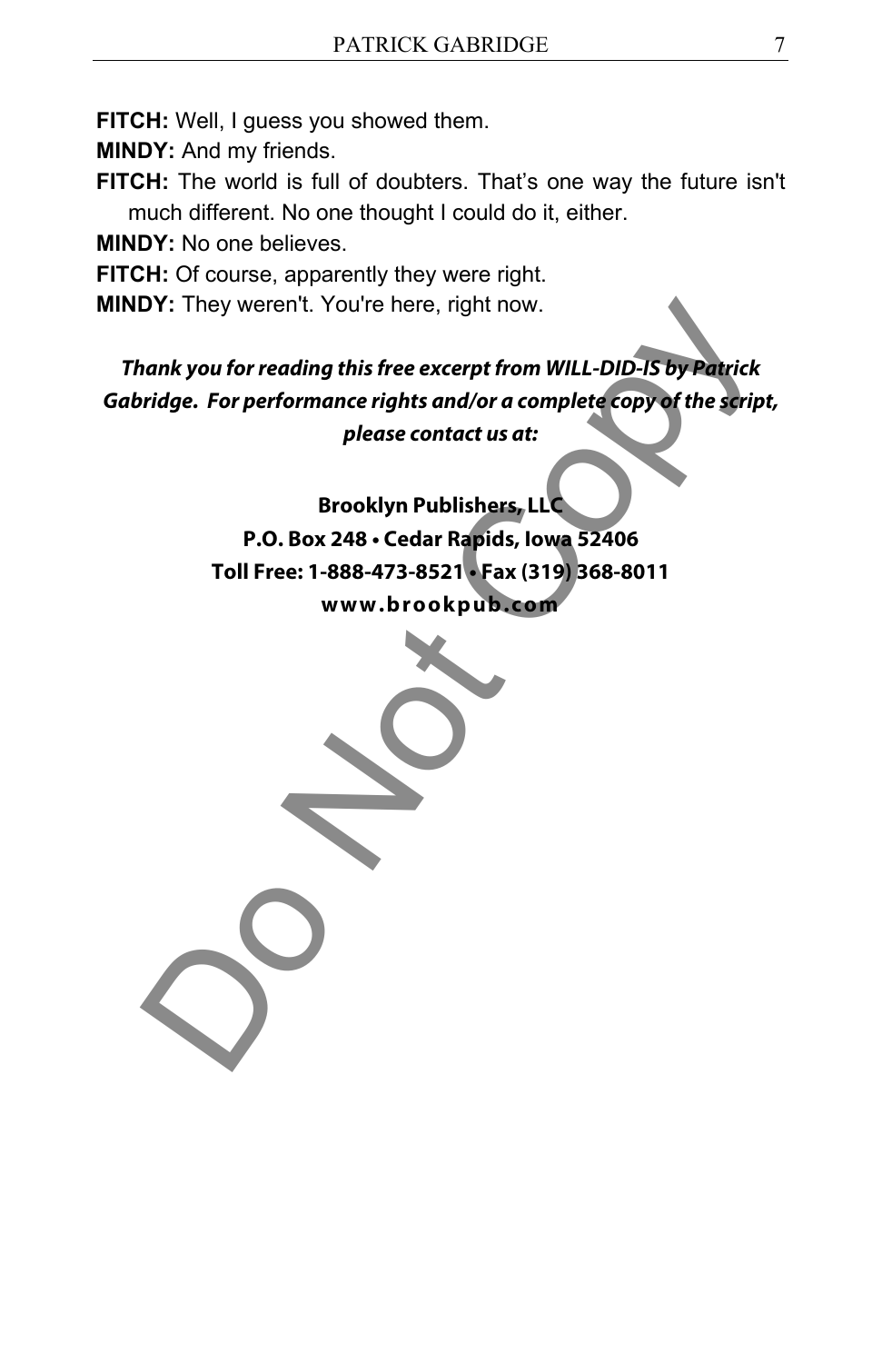**FITCH:** Well, I guess you showed them.

**MINDY:** And my friends.

**FITCH:** The world is full of doubters. That’s one way the future isn't much different. No one thought I could do it, either.

**MINDY:** No one believes.

**FITCH:** Of course, apparently they were right.

**MINDY:** They weren't. You're here, right now.

***Thank you for reading this free excerpt from WILL-DID-IS by Patrick Gabridge. For performance rights and/or a complete copy of the script, please contact us at:***

**Brooklyn Publishers, LLC**
**P.O. Box 248 • Cedar Rapids, Iowa 52406**
**Toll Free: 1-888-473-8521 • Fax (319) 368-8011**
**www.brookpub.com**

Do Not Copy